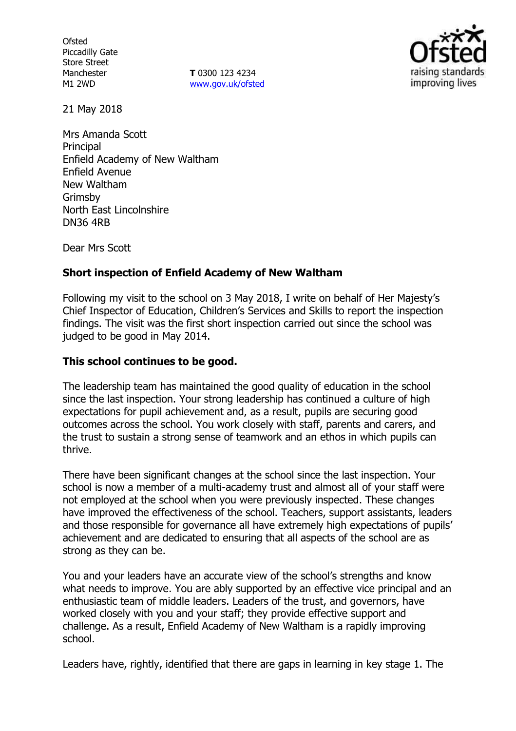Ofsted
Piccadilly Gate
Store Street
Manchester
M1 2WD

**T** 0300 123 4234
www.gov.uk/ofsted

21 May 2018

Mrs Amanda Scott
Principal
Enfield Academy of New Waltham
Enfield Avenue
New Waltham
Grimsby
North East Lincolnshire
DN36 4RB

Dear Mrs Scott

**Short inspection of Enfield Academy of New Waltham**

Following my visit to the school on 3 May 2018, I write on behalf of Her Majesty's Chief Inspector of Education, Children's Services and Skills to report the inspection findings. The visit was the first short inspection carried out since the school was judged to be good in May 2014.

**This school continues to be good.**

The leadership team has maintained the good quality of education in the school since the last inspection. Your strong leadership has continued a culture of high expectations for pupil achievement and, as a result, pupils are securing good outcomes across the school. You work closely with staff, parents and carers, and the trust to sustain a strong sense of teamwork and an ethos in which pupils can thrive.

There have been significant changes at the school since the last inspection. Your school is now a member of a multi-academy trust and almost all of your staff were not employed at the school when you were previously inspected. These changes have improved the effectiveness of the school. Teachers, support assistants, leaders and those responsible for governance all have extremely high expectations of pupils' achievement and are dedicated to ensuring that all aspects of the school are as strong as they can be.

You and your leaders have an accurate view of the school's strengths and know what needs to improve. You are ably supported by an effective vice principal and an enthusiastic team of middle leaders. Leaders of the trust, and governors, have worked closely with you and your staff; they provide effective support and challenge. As a result, Enfield Academy of New Waltham is a rapidly improving school.

Leaders have, rightly, identified that there are gaps in learning in key stage 1. The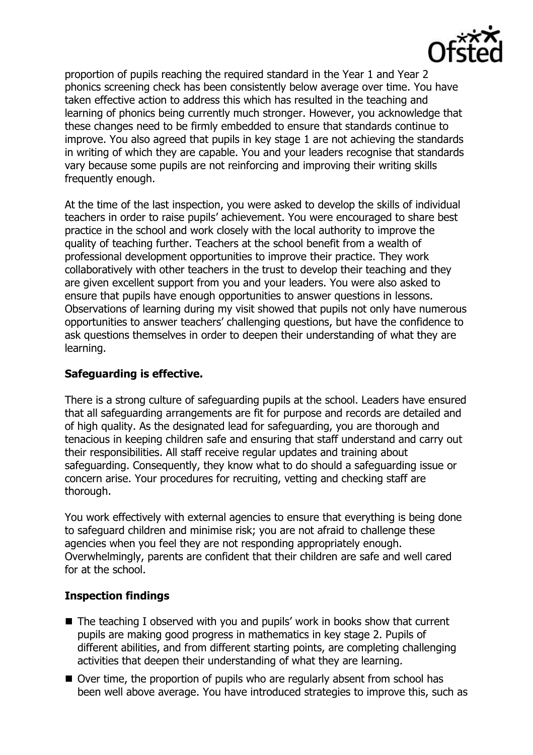proportion of pupils reaching the required standard in the Year 1 and Year 2 phonics screening check has been consistently below average over time. You have taken effective action to address this which has resulted in the teaching and learning of phonics being currently much stronger. However, you acknowledge that these changes need to be firmly embedded to ensure that standards continue to improve. You also agreed that pupils in key stage 1 are not achieving the standards in writing of which they are capable. You and your leaders recognise that standards vary because some pupils are not reinforcing and improving their writing skills frequently enough.

At the time of the last inspection, you were asked to develop the skills of individual teachers in order to raise pupils' achievement. You were encouraged to share best practice in the school and work closely with the local authority to improve the quality of teaching further. Teachers at the school benefit from a wealth of professional development opportunities to improve their practice. They work collaboratively with other teachers in the trust to develop their teaching and they are given excellent support from you and your leaders. You were also asked to ensure that pupils have enough opportunities to answer questions in lessons. Observations of learning during my visit showed that pupils not only have numerous opportunities to answer teachers' challenging questions, but have the confidence to ask questions themselves in order to deepen their understanding of what they are learning.

## Safeguarding is effective.

There is a strong culture of safeguarding pupils at the school. Leaders have ensured that all safeguarding arrangements are fit for purpose and records are detailed and of high quality. As the designated lead for safeguarding, you are thorough and tenacious in keeping children safe and ensuring that staff understand and carry out their responsibilities. All staff receive regular updates and training about safeguarding. Consequently, they know what to do should a safeguarding issue or concern arise. Your procedures for recruiting, vetting and checking staff are thorough.

You work effectively with external agencies to ensure that everything is being done to safeguard children and minimise risk; you are not afraid to challenge these agencies when you feel they are not responding appropriately enough. Overwhelmingly, parents are confident that their children are safe and well cared for at the school.

## Inspection findings

- The teaching I observed with you and pupils' work in books show that current pupils are making good progress in mathematics in key stage 2. Pupils of different abilities, and from different starting points, are completing challenging activities that deepen their understanding of what they are learning.
- Over time, the proportion of pupils who are regularly absent from school has been well above average. You have introduced strategies to improve this, such as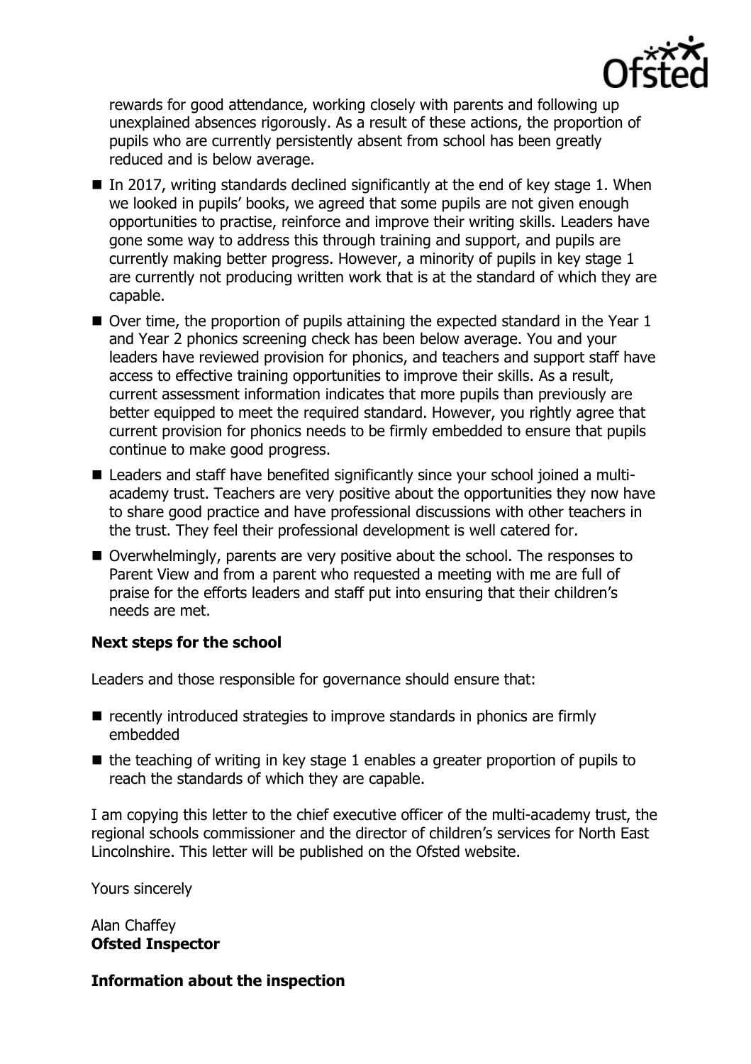rewards for good attendance, working closely with parents and following up unexplained absences rigorously. As a result of these actions, the proportion of pupils who are currently persistently absent from school has been greatly reduced and is below average.

- In 2017, writing standards declined significantly at the end of key stage 1. When we looked in pupils' books, we agreed that some pupils are not given enough opportunities to practise, reinforce and improve their writing skills. Leaders have gone some way to address this through training and support, and pupils are currently making better progress. However, a minority of pupils in key stage 1 are currently not producing written work that is at the standard of which they are capable.
- Over time, the proportion of pupils attaining the expected standard in the Year 1 and Year 2 phonics screening check has been below average. You and your leaders have reviewed provision for phonics, and teachers and support staff have access to effective training opportunities to improve their skills. As a result, current assessment information indicates that more pupils than previously are better equipped to meet the required standard. However, you rightly agree that current provision for phonics needs to be firmly embedded to ensure that pupils continue to make good progress.
- Leaders and staff have benefited significantly since your school joined a multi-academy trust. Teachers are very positive about the opportunities they now have to share good practice and have professional discussions with other teachers in the trust. They feel their professional development is well catered for.
- Overwhelmingly, parents are very positive about the school. The responses to Parent View and from a parent who requested a meeting with me are full of praise for the efforts leaders and staff put into ensuring that their children's needs are met.

## Next steps for the school

Leaders and those responsible for governance should ensure that:

- recently introduced strategies to improve standards in phonics are firmly embedded
- the teaching of writing in key stage 1 enables a greater proportion of pupils to reach the standards of which they are capable.

I am copying this letter to the chief executive officer of the multi-academy trust, the regional schools commissioner and the director of children's services for North East Lincolnshire. This letter will be published on the Ofsted website.

Yours sincerely

Alan Chaffey
**Ofsted Inspector**

## Information about the inspection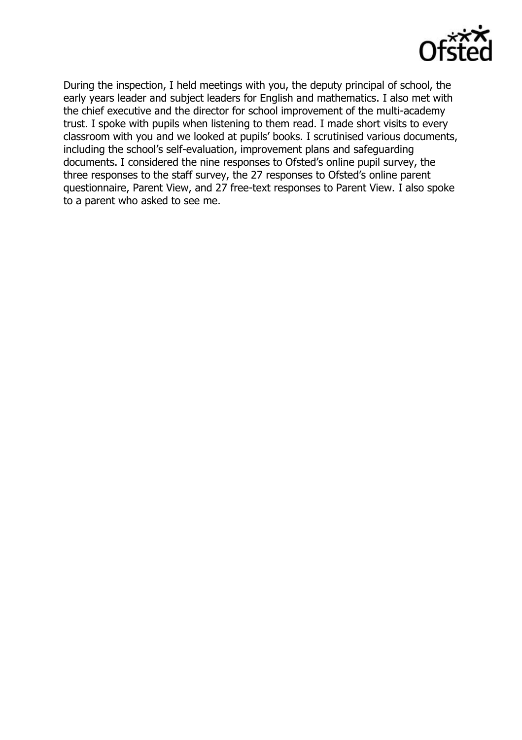During the inspection, I held meetings with you, the deputy principal of school, the early years leader and subject leaders for English and mathematics. I also met with the chief executive and the director for school improvement of the multi-academy trust. I spoke with pupils when listening to them read. I made short visits to every classroom with you and we looked at pupils' books. I scrutinised various documents, including the school's self-evaluation, improvement plans and safeguarding documents. I considered the nine responses to Ofsted's online pupil survey, the three responses to the staff survey, the 27 responses to Ofsted's online parent questionnaire, Parent View, and 27 free-text responses to Parent View. I also spoke to a parent who asked to see me.